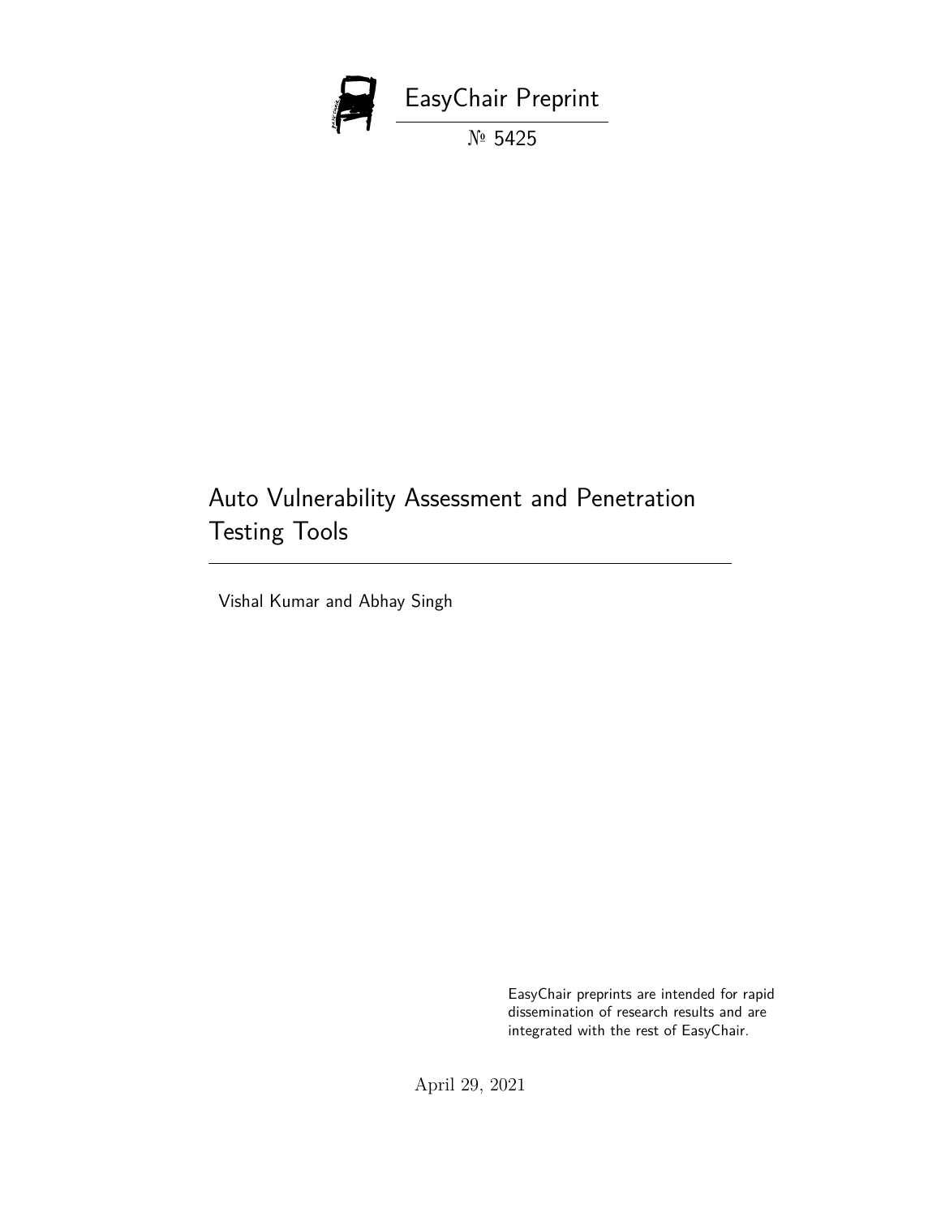EasyChair Preprint

№ 5425

# Auto Vulnerability Assessment and Penetration Testing Tools

Vishal Kumar and Abhay Singh

EasyChair preprints are intended for rapid dissemination of research results and are integrated with the rest of EasyChair.

April 29, 2021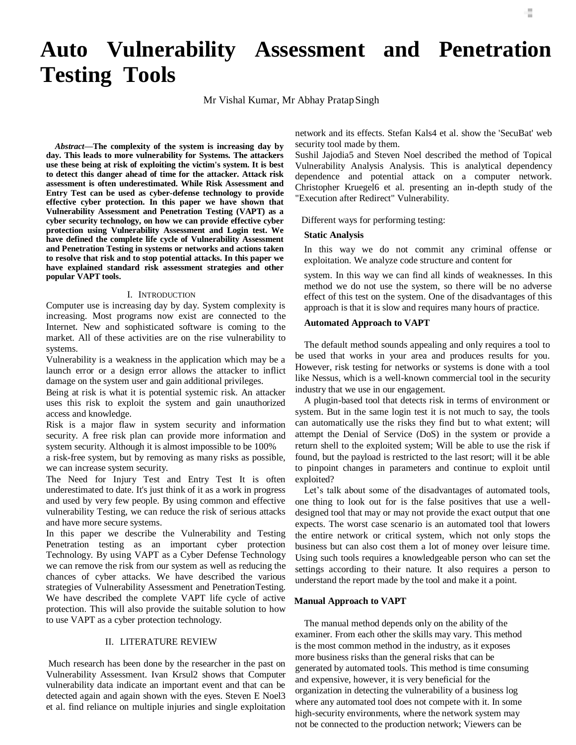# Auto Vulnerability Assessment and Penetration Testing Tools

Mr Vishal Kumar, Mr Abhay Pratap Singh

***Abstract*—The complexity of the system is increasing day by day. This leads to more vulnerability for Systems. The attackers use these being at risk of exploiting the victim's system. It is best to detect this danger ahead of time for the attacker. Attack risk assessment is often underestimated. While Risk Assessment and Entry Test can be used as cyber-defense technology to provide effective cyber protection. In this paper we have shown that Vulnerability Assessment and Penetration Testing (VAPT) as a cyber security technology, on how we can provide effective cyber protection using Vulnerability Assessment and Login test. We have defined the complete life cycle of Vulnerability Assessment and Penetration Testing in systems or networks and actions taken to resolve that risk and to stop potential attacks. In this paper we have explained standard risk assessment strategies and other popular VAPT tools.**

## I. Introduction

Computer use is increasing day by day. System complexity is increasing. Most programs now exist are connected to the Internet. New and sophisticated software is coming to the market. All of these activities are on the rise vulnerability to systems.

Vulnerability is a weakness in the application which may be a launch error or a design error allows the attacker to inflict damage on the system user and gain additional privileges.

Being at risk is what it is potential systemic risk. An attacker uses this risk to exploit the system and gain unauthorized access and knowledge.

Risk is a major flaw in system security and information security. A free risk plan can provide more information and system security. Although it is almost impossible to be 100% a risk-free system, but by removing as many risks as possible, we can increase system security.

The Need for Injury Test and Entry Test It is often underestimated to date. It's just think of it as a work in progress and used by very few people. By using common and effective vulnerability Testing, we can reduce the risk of serious attacks and have more secure systems.

In this paper we describe the Vulnerability and Testing Penetration testing as an important cyber protection Technology. By using VAPT as a Cyber Defense Technology we can remove the risk from our system as well as reducing the chances of cyber attacks. We have described the various strategies of Vulnerability Assessment and PenetrationTesting. We have described the complete VAPT life cycle of active protection. This will also provide the suitable solution to how to use VAPT as a cyber protection technology.

## II. LITERATURE REVIEW

Much research has been done by the researcher in the past on Vulnerability Assessment. Ivan Krsul2 shows that Computer vulnerability data indicate an important event and that can be detected again and again shown with the eyes. Steven E Noel3 et al. find reliance on multiple injuries and single exploitation network and its effects. Stefan Kals4 et al. show the 'SecuBat' web security tool made by them.

Sushil Jajodia5 and Steven Noel described the method of Topical Vulnerability Analysis Analysis. This is analytical dependency dependence and potential attack on a computer network. Christopher Kruegel6 et al. presenting an in-depth study of the "Execution after Redirect" Vulnerability.

Different ways for performing testing:

**Static Analysis**

In this way we do not commit any criminal offense or exploitation. We analyze code structure and content for system. In this way we can find all kinds of weaknesses. In this method we do not use the system, so there will be no adverse effect of this test on the system. One of the disadvantages of this approach is that it is slow and requires many hours of practice.

**Automated Approach to VAPT**

The default method sounds appealing and only requires a tool to be used that works in your area and produces results for you. However, risk testing for networks or systems is done with a tool like Nessus, which is a well-known commercial tool in the security industry that we use in our engagement.

A plugin-based tool that detects risk in terms of environment or system. But in the same login test it is not much to say, the tools can automatically use the risks they find but to what extent; will attempt the Denial of Service (DoS) in the system or provide a return shell to the exploited system; Will be able to use the risk if found, but the payload is restricted to the last resort; will it be able to pinpoint changes in parameters and continue to exploit until exploited?

Let's talk about some of the disadvantages of automated tools, one thing to look out for is the false positives that use a well-designed tool that may or may not provide the exact output that one expects. The worst case scenario is an automated tool that lowers the entire network or critical system, which not only stops the business but can also cost them a lot of money over leisure time. Using such tools requires a knowledgeable person who can set the settings according to their nature. It also requires a person to understand the report made by the tool and make it a point.

**Manual Approach to VAPT**

The manual method depends only on the ability of the examiner. From each other the skills may vary. This method is the most common method in the industry, as it exposes more business risks than the general risks that can be generated by automated tools. This method is time consuming and expensive, however, it is very beneficial for the organization in detecting the vulnerability of a business log where any automated tool does not compete with it. In some high-security environments, where the network system may not be connected to the production network; Viewers can be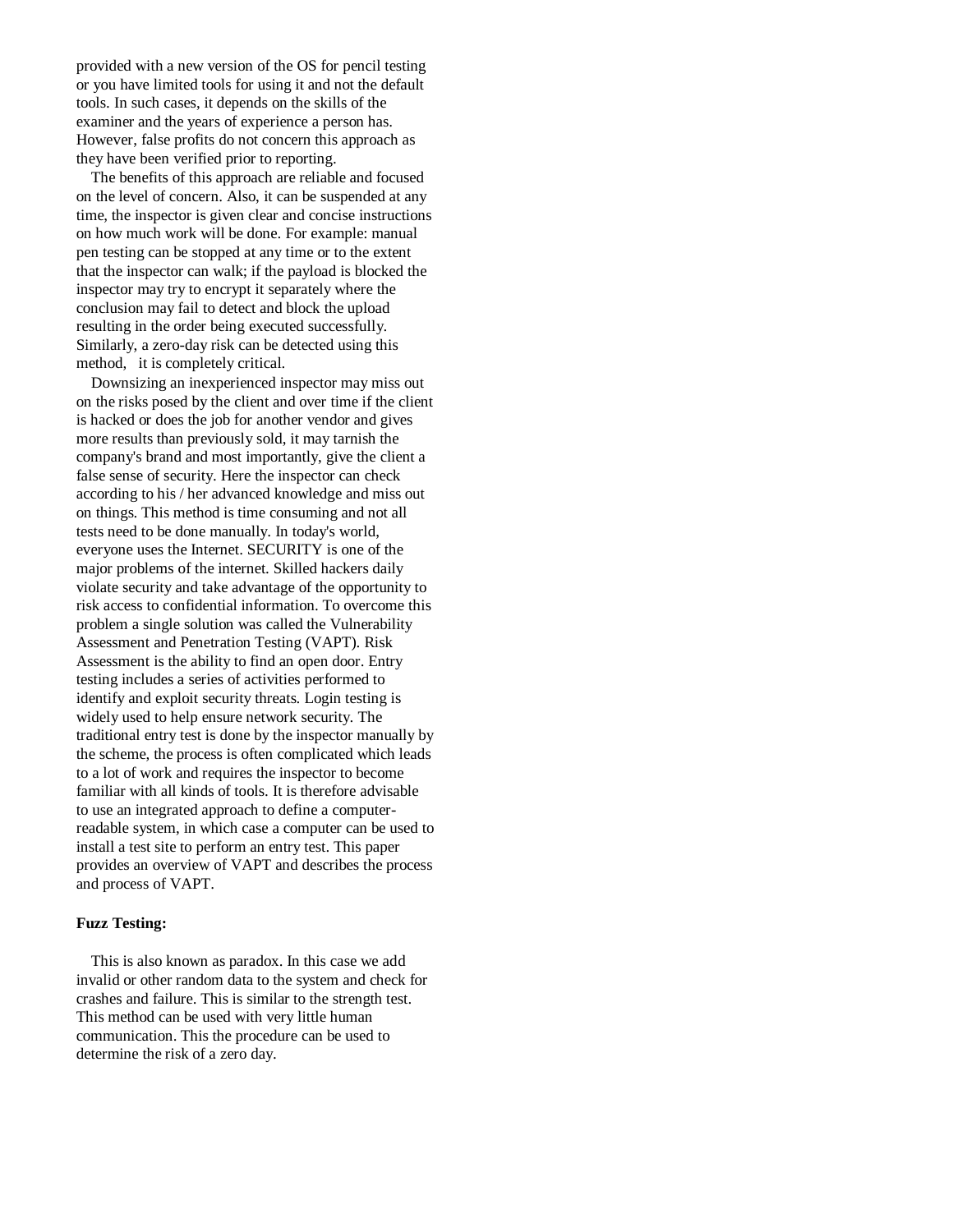provided with a new version of the OS for pencil testing or you have limited tools for using it and not the default tools. In such cases, it depends on the skills of the examiner and the years of experience a person has. However, false profits do not concern this approach as they have been verified prior to reporting.

The benefits of this approach are reliable and focused on the level of concern. Also, it can be suspended at any time, the inspector is given clear and concise instructions on how much work will be done. For example: manual pen testing can be stopped at any time or to the extent that the inspector can walk; if the payload is blocked the inspector may try to encrypt it separately where the conclusion may fail to detect and block the upload resulting in the order being executed successfully. Similarly, a zero-day risk can be detected using this method, it is completely critical.

Downsizing an inexperienced inspector may miss out on the risks posed by the client and over time if the client is hacked or does the job for another vendor and gives more results than previously sold, it may tarnish the company's brand and most importantly, give the client a false sense of security. Here the inspector can check according to his / her advanced knowledge and miss out on things. This method is time consuming and not all tests need to be done manually. In today's world, everyone uses the Internet. SECURITY is one of the major problems of the internet. Skilled hackers daily violate security and take advantage of the opportunity to risk access to confidential information. To overcome this problem a single solution was called the Vulnerability Assessment and Penetration Testing (VAPT). Risk Assessment is the ability to find an open door. Entry testing includes a series of activities performed to identify and exploit security threats. Login testing is widely used to help ensure network security. The traditional entry test is done by the inspector manually by the scheme, the process is often complicated which leads to a lot of work and requires the inspector to become familiar with all kinds of tools. It is therefore advisable to use an integrated approach to define a computer-readable system, in which case a computer can be used to install a test site to perform an entry test. This paper provides an overview of VAPT and describes the process and process of VAPT.

**Fuzz Testing:**

This is also known as paradox. In this case we add invalid or other random data to the system and check for crashes and failure. This is similar to the strength test. This method can be used with very little human communication. This the procedure can be used to determine the risk of a zero day.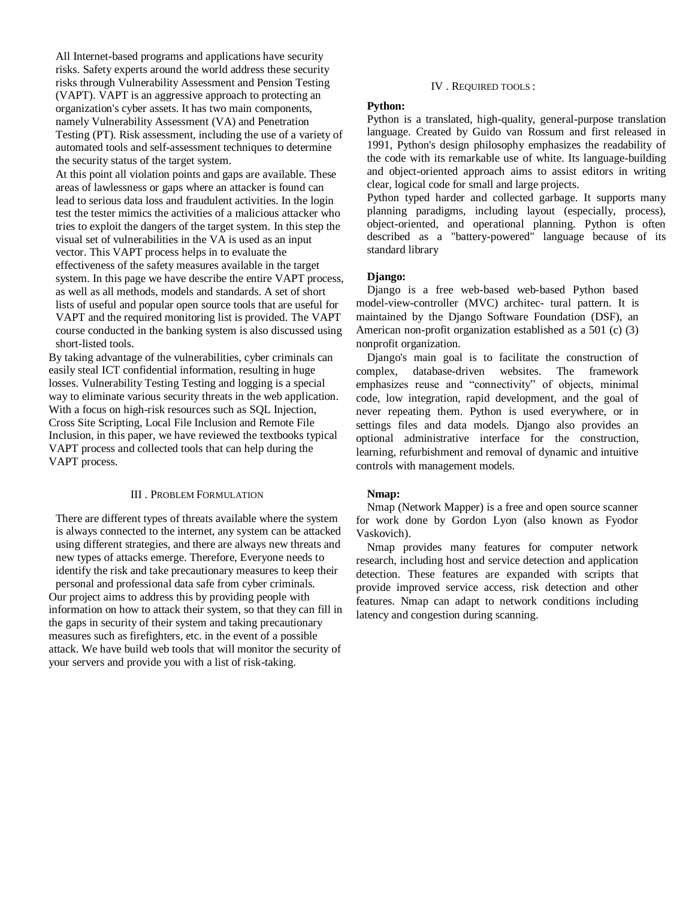All Internet-based programs and applications have security risks. Safety experts around the world address these security risks through Vulnerability Assessment and Pension Testing (VAPT). VAPT is an aggressive approach to protecting an organization's cyber assets. It has two main components, namely Vulnerability Assessment (VA) and Penetration Testing (PT). Risk assessment, including the use of a variety of automated tools and self-assessment techniques to determine the security status of the target system.

At this point all violation points and gaps are available. These areas of lawlessness or gaps where an attacker is found can lead to serious data loss and fraudulent activities. In the login test the tester mimics the activities of a malicious attacker who tries to exploit the dangers of the target system. In this step the visual set of vulnerabilities in the VA is used as an input vector. This VAPT process helps in to evaluate the effectiveness of the safety measures available in the target system. In this page we have describe the entire VAPT process, as well as all methods, models and standards. A set of short lists of useful and popular open source tools that are useful for VAPT and the required monitoring list is provided. The VAPT course conducted in the banking system is also discussed using short-listed tools.

By taking advantage of the vulnerabilities, cyber criminals can easily steal ICT confidential information, resulting in huge losses. Vulnerability Testing Testing and logging is a special way to eliminate various security threats in the web application. With a focus on high-risk resources such as SQL Injection, Cross Site Scripting, Local File Inclusion and Remote File Inclusion, in this paper, we have reviewed the textbooks typical VAPT process and collected tools that can help during the VAPT process.

## III . Problem Formulation

There are different types of threats available where the system is always connected to the internet, any system can be attacked using different strategies, and there are always new threats and new types of attacks emerge. Therefore, Everyone needs to identify the risk and take precautionary measures to keep their personal and professional data safe from cyber criminals.

Our project aims to address this by providing people with information on how to attack their system, so that they can fill in the gaps in security of their system and taking precautionary measures such as firefighters, etc. in the event of a possible attack. We have build web tools that will monitor the security of your servers and provide you with a list of risk-taking.

## IV . Required tools :

**Python:**

Python is a translated, high-quality, general-purpose translation language. Created by Guido van Rossum and first released in 1991, Python's design philosophy emphasizes the readability of the code with its remarkable use of white. Its language-building and object-oriented approach aims to assist editors in writing clear, logical code for small and large projects.

Python typed harder and collected garbage. It supports many planning paradigms, including layout (especially, process), object-oriented, and operational planning. Python is often described as a "battery-powered" language because of its standard library

**Django:**

Django is a free web-based web-based Python based model-view-controller (MVC) architec- tural pattern. It is maintained by the Django Software Foundation (DSF), an American non-profit organization established as a 501 (c) (3) nonprofit organization.

Django's main goal is to facilitate the construction of complex, database-driven websites. The framework emphasizes reuse and "connectivity" of objects, minimal code, low integration, rapid development, and the goal of never repeating them. Python is used everywhere, or in settings files and data models. Django also provides an optional administrative interface for the construction, learning, refurbishment and removal of dynamic and intuitive controls with management models.

**Nmap:**

Nmap (Network Mapper) is a free and open source scanner for work done by Gordon Lyon (also known as Fyodor Vaskovich).

Nmap provides many features for computer network research, including host and service detection and application detection. These features are expanded with scripts that provide improved service access, risk detection and other features. Nmap can adapt to network conditions including latency and congestion during scanning.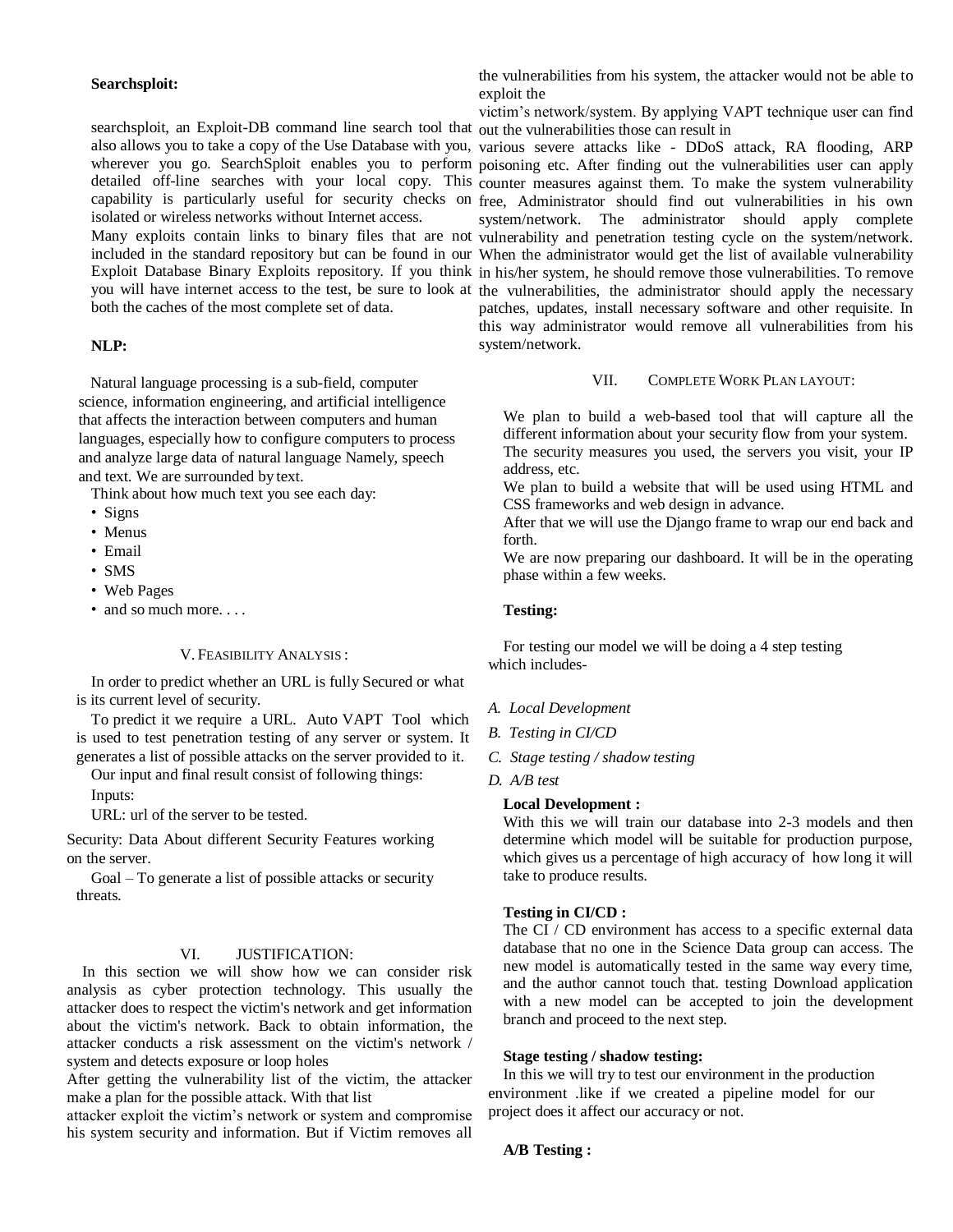**Searchsploit:**

searchsploit, an Exploit-DB command line search tool that also allows you to take a copy of the Use Database with you, wherever you go. SearchSploit enables you to perform detailed off-line searches with your local copy. This capability is particularly useful for security checks on isolated or wireless networks without Internet access.

Many exploits contain links to binary files that are not included in the standard repository but can be found in our Exploit Database Binary Exploits repository. If you think you will have internet access to the test, be sure to look at both the caches of the most complete set of data.

**NLP:**

Natural language processing is a sub-field, computer science, information engineering, and artificial intelligence that affects the interaction between computers and human languages, especially how to configure computers to process and analyze large data of natural language Namely, speech and text. We are surrounded by text.

Think about how much text you see each day:

- Signs
- Menus
- Email
- SMS
- Web Pages
- and so much more. . . .

## V. Feasibility Analysis :

In order to predict whether an URL is fully Secured or what is its current level of security.

To predict it we require a URL. Auto VAPT Tool which is used to test penetration testing of any server or system. It generates a list of possible attacks on the server provided to it.

Our input and final result consist of following things:

Inputs:

URL: url of the server to be tested.

Security: Data About different Security Features working on the server.

Goal – To generate a list of possible attacks or security threats.

## VI. JUSTIFICATION:

In this section we will show how we can consider risk analysis as cyber protection technology. This usually the attacker does to respect the victim's network and get information about the victim's network. Back to obtain information, the attacker conducts a risk assessment on the victim's network / system and detects exposure or loop holes

After getting the vulnerability list of the victim, the attacker make a plan for the possible attack. With that list

attacker exploit the victim's network or system and compromise his system security and information. But if Victim removes all the vulnerabilities from his system, the attacker would not be able to exploit the

victim's network/system. By applying VAPT technique user can find out the vulnerabilities those can result in

various severe attacks like - DDoS attack, RA flooding, ARP poisoning etc. After finding out the vulnerabilities user can apply counter measures against them. To make the system vulnerability free, Administrator should find out vulnerabilities in his own system/network. The administrator should apply complete vulnerability and penetration testing cycle on the system/network. When the administrator would get the list of available vulnerability in his/her system, he should remove those vulnerabilities. To remove the vulnerabilities, the administrator should apply the necessary patches, updates, install necessary software and other requisite. In this way administrator would remove all vulnerabilities from his system/network.

## VII. Complete Work Plan layout:

We plan to build a web-based tool that will capture all the different information about your security flow from your system. The security measures you used, the servers you visit, your IP address, etc.

We plan to build a website that will be used using HTML and CSS frameworks and web design in advance.

After that we will use the Django frame to wrap our end back and forth.

We are now preparing our dashboard. It will be in the operating phase within a few weeks.

**Testing:**

For testing our model we will be doing a 4 step testing which includes-

*A. Local Development*

*B. Testing in CI/CD*

*C. Stage testing / shadow testing*

*D. A/B test*

**Local Development :**

With this we will train our database into 2-3 models and then determine which model will be suitable for production purpose, which gives us a percentage of high accuracy of how long it will take to produce results.

**Testing in CI/CD :**

The CI / CD environment has access to a specific external data database that no one in the Science Data group can access. The new model is automatically tested in the same way every time, and the author cannot touch that. testing Download application with a new model can be accepted to join the development branch and proceed to the next step.

**Stage testing / shadow testing:**

In this we will try to test our environment in the production environment .like if we created a pipeline model for our project does it affect our accuracy or not.

**A/B Testing :**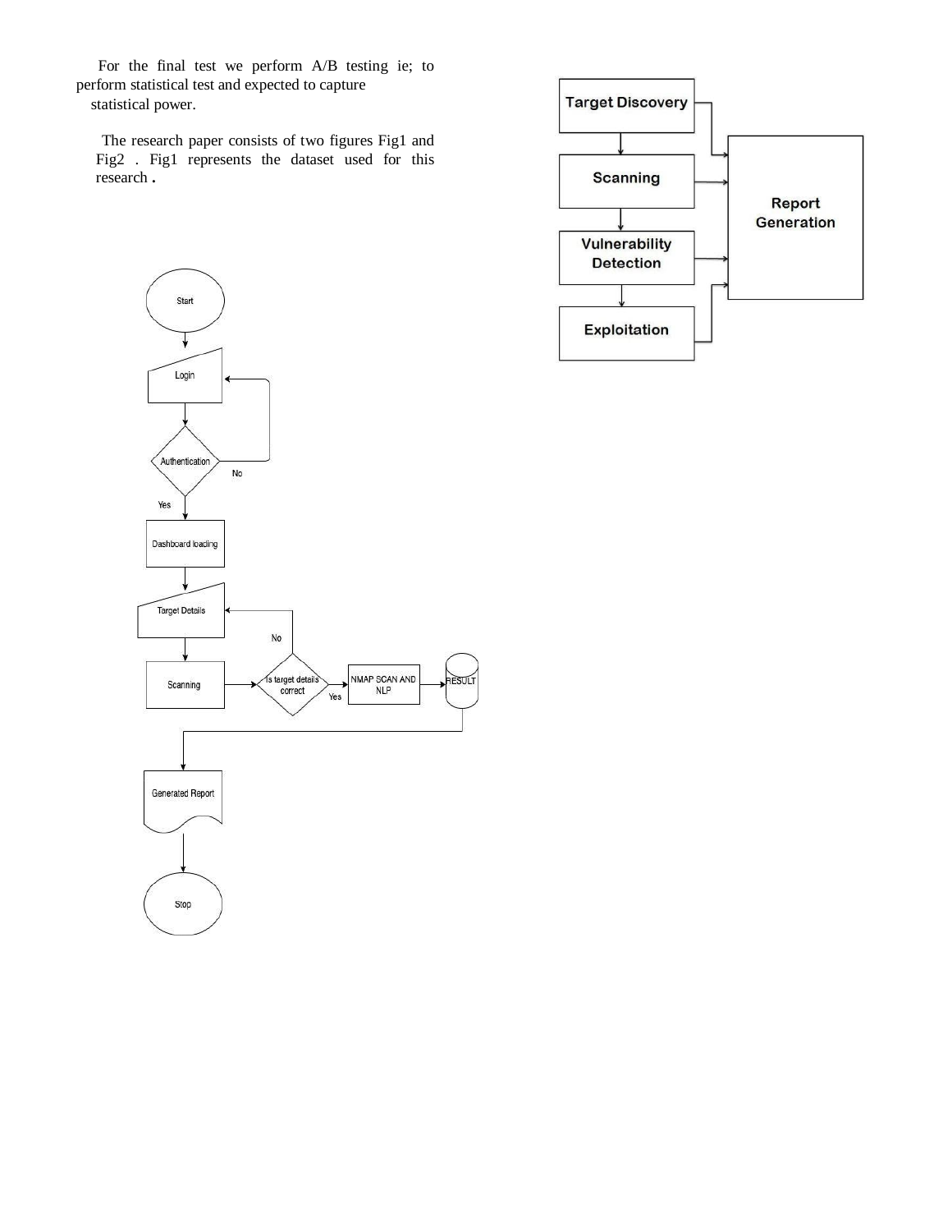For the final test we perform A/B testing ie; to perform statistical test and expected to capture statistical power.

The research paper consists of two figures Fig1 and Fig2 . Fig1 represents the dataset used for this research .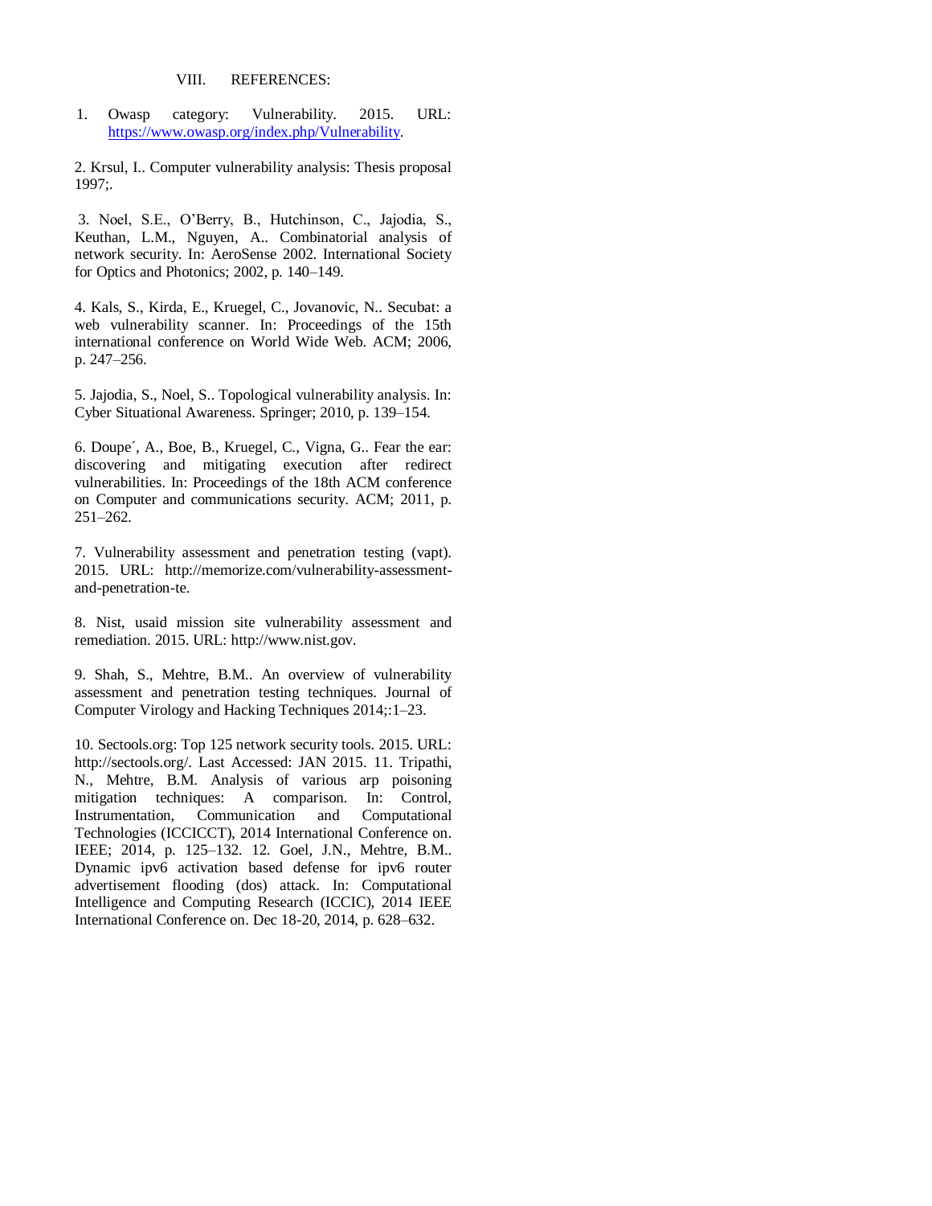## VIII. REFERENCES:

1. Owasp category: Vulnerability. 2015. URL: https://www.owasp.org/index.php/Vulnerability.

2. Krsul, I.. Computer vulnerability analysis: Thesis proposal 1997;.

3. Noel, S.E., O'Berry, B., Hutchinson, C., Jajodia, S., Keuthan, L.M., Nguyen, A.. Combinatorial analysis of network security. In: AeroSense 2002. International Society for Optics and Photonics; 2002, p. 140–149.

4. Kals, S., Kirda, E., Kruegel, C., Jovanovic, N.. Secubat: a web vulnerability scanner. In: Proceedings of the 15th international conference on World Wide Web. ACM; 2006, p. 247–256.

5. Jajodia, S., Noel, S.. Topological vulnerability analysis. In: Cyber Situational Awareness. Springer; 2010, p. 139–154.

6. Doupe´, A., Boe, B., Kruegel, C., Vigna, G.. Fear the ear: discovering and mitigating execution after redirect vulnerabilities. In: Proceedings of the 18th ACM conference on Computer and communications security. ACM; 2011, p. 251–262.

7. Vulnerability assessment and penetration testing (vapt). 2015. URL: http://memorize.com/vulnerability-assessment-and-penetration-te.

8. Nist, usaid mission site vulnerability assessment and remediation. 2015. URL: http://www.nist.gov.

9. Shah, S., Mehtre, B.M.. An overview of vulnerability assessment and penetration testing techniques. Journal of Computer Virology and Hacking Techniques 2014;:1–23.

10. Sectools.org: Top 125 network security tools. 2015. URL: http://sectools.org/. Last Accessed: JAN 2015. 11. Tripathi, N., Mehtre, B.M. Analysis of various arp poisoning mitigation techniques: A comparison. In: Control, Instrumentation, Communication and Computational Technologies (ICCICCT), 2014 International Conference on. IEEE; 2014, p. 125–132. 12. Goel, J.N., Mehtre, B.M.. Dynamic ipv6 activation based defense for ipv6 router advertisement flooding (dos) attack. In: Computational Intelligence and Computing Research (ICCIC), 2014 IEEE International Conference on. Dec 18-20, 2014, p. 628–632.